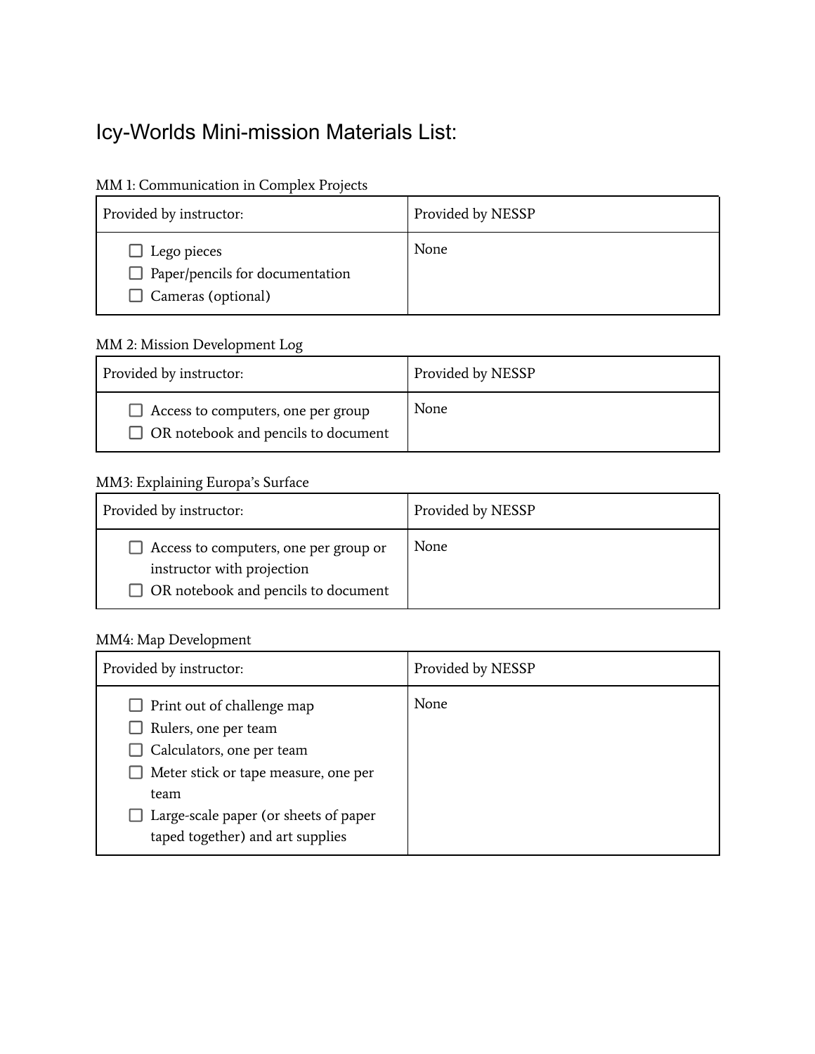# Icy-Worlds Mini-mission Materials List:

MM 1: Communication in Complex Projects

| Provided by instructor: | Provided by NESSP |
|---|---|
| ☐ Lego pieces<br>☐ Paper/pencils for documentation<br>☐ Cameras (optional) | None |

MM 2: Mission Development Log

| Provided by instructor: | Provided by NESSP |
|---|---|
| ☐ Access to computers, one per group<br>☐ OR notebook and pencils to document | None |

MM3: Explaining Europa's Surface

| Provided by instructor: | Provided by NESSP |
|---|---|
| ☐ Access to computers, one per group or instructor with projection<br>☐ OR notebook and pencils to document | None |

MM4: Map Development

| Provided by instructor: | Provided by NESSP |
|---|---|
| ☐ Print out of challenge map<br>☐ Rulers, one per team<br>☐ Calculators, one per team<br>☐ Meter stick or tape measure, one per team<br>☐ Large-scale paper (or sheets of paper taped together) and art supplies | None |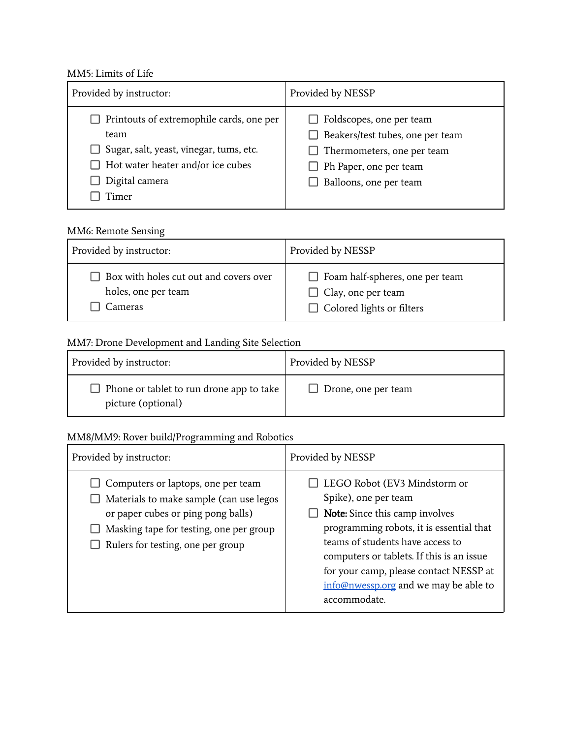MM5: Limits of Life

| Provided by instructor: | Provided by NESSP |
| --- | --- |
| ☐ Printouts of extremophile cards, one per team<br>☐ Sugar, salt, yeast, vinegar, tums, etc.<br>☐ Hot water heater and/or ice cubes<br>☐ Digital camera<br>☐ Timer | ☐ Foldscopes, one per team<br>☐ Beakers/test tubes, one per team<br>☐ Thermometers, one per team<br>☐ Ph Paper, one per team<br>☐ Balloons, one per team |

MM6: Remote Sensing

| Provided by instructor: | Provided by NESSP |
| --- | --- |
| ☐ Box with holes cut out and covers over holes, one per team<br>☐ Cameras | ☐ Foam half-spheres, one per team<br>☐ Clay, one per team<br>☐ Colored lights or filters |

MM7: Drone Development and Landing Site Selection

| Provided by instructor: | Provided by NESSP |
| --- | --- |
| ☐ Phone or tablet to run drone app to take picture (optional) | ☐ Drone, one per team |

MM8/MM9: Rover build/Programming and Robotics

| Provided by instructor: | Provided by NESSP |
| --- | --- |
| ☐ Computers or laptops, one per team<br>☐ Materials to make sample (can use legos or paper cubes or ping pong balls)<br>☐ Masking tape for testing, one per group<br>☐ Rulers for testing, one per group | ☐ LEGO Robot (EV3 Mindstorm or Spike), one per team<br>☐ **Note:** Since this camp involves programming robots, it is essential that teams of students have access to computers or tablets. If this is an issue for your camp, please contact NESSP at info@nwessp.org and we may be able to accommodate. |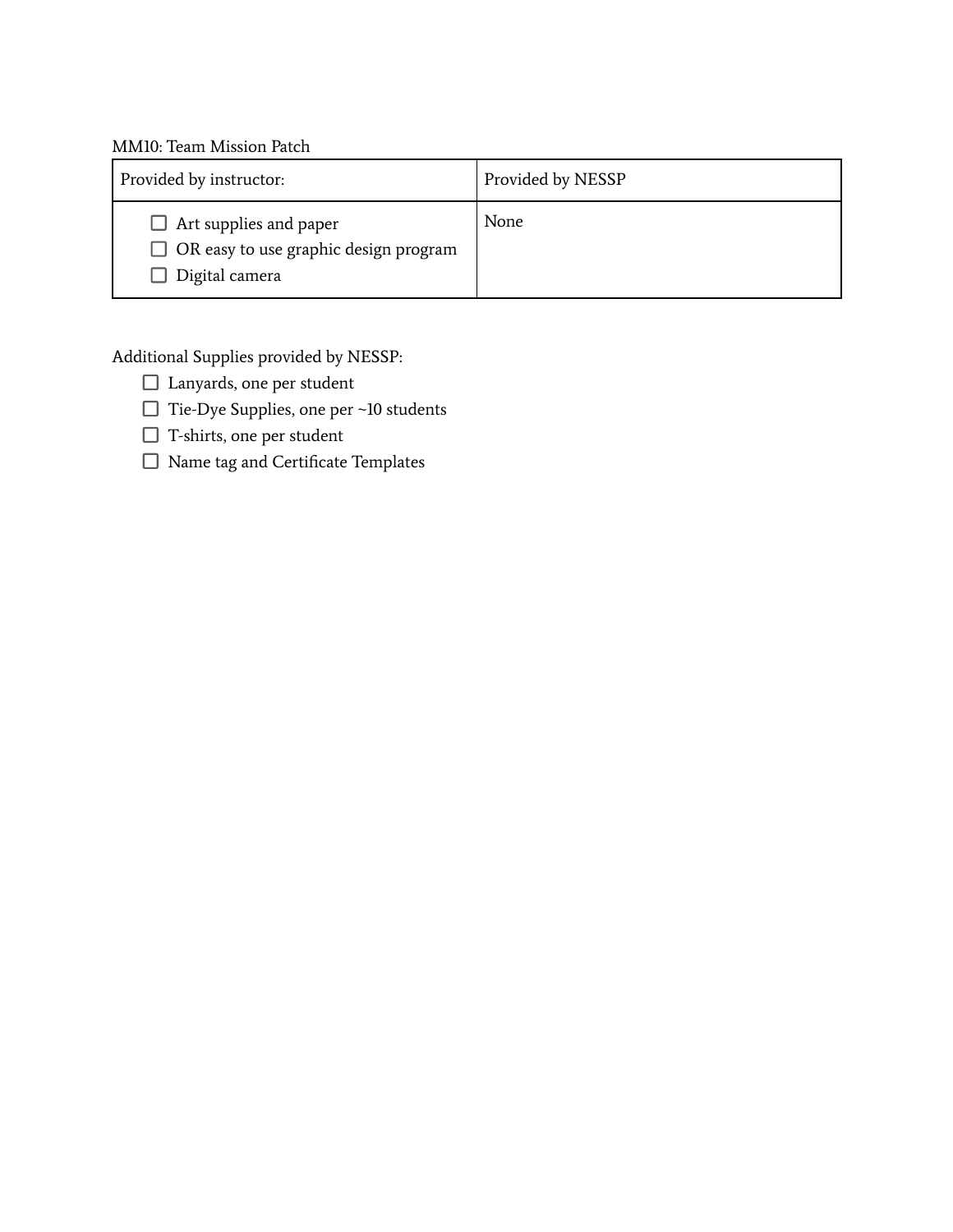MM10: Team Mission Patch

| Provided by instructor: | Provided by NESSP |
|---|---|
| ☐ Art supplies and paper<br>☐ OR easy to use graphic design program<br>☐ Digital camera | None |

Additional Supplies provided by NESSP:

- ☐ Lanyards, one per student
- ☐ Tie-Dye Supplies, one per ~10 students
- ☐ T-shirts, one per student
- ☐ Name tag and Certificate Templates